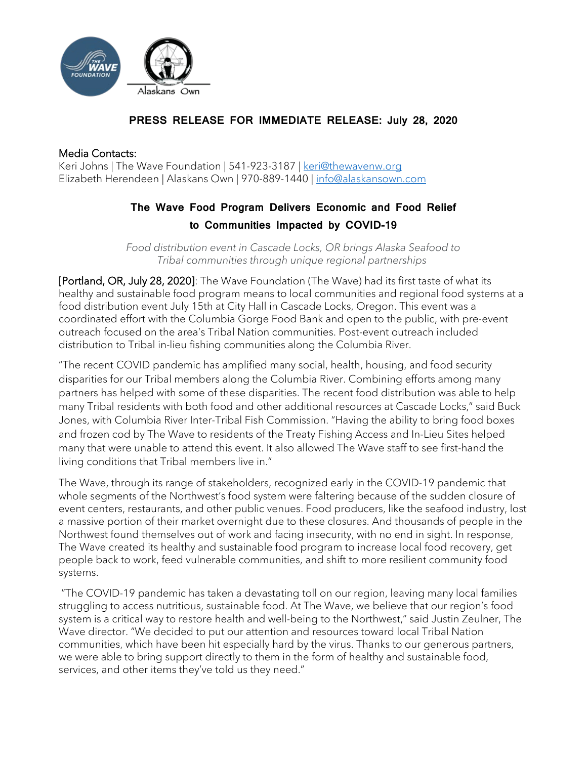**PRESS RELEASE FOR IMMEDIATE RELEASE: July 28, 2020**

Media Contacts:
Keri Johns | The Wave Foundation | 541-923-3187 | keri@thewavenw.org
Elizabeth Herendeen | Alaskans Own | 970-889-1440 | info@alaskansown.com

## The Wave Food Program Delivers Economic and Food Relief to Communities Impacted by COVID-19

*Food distribution event in Cascade Locks, OR brings Alaska Seafood to Tribal communities through unique regional partnerships*

[Portland, OR, July 28, 2020]: The Wave Foundation (The Wave) had its first taste of what its healthy and sustainable food program means to local communities and regional food systems at a food distribution event July 15th at City Hall in Cascade Locks, Oregon. This event was a coordinated effort with the Columbia Gorge Food Bank and open to the public, with pre-event outreach focused on the area's Tribal Nation communities. Post-event outreach included distribution to Tribal in-lieu fishing communities along the Columbia River.

"The recent COVID pandemic has amplified many social, health, housing, and food security disparities for our Tribal members along the Columbia River. Combining efforts among many partners has helped with some of these disparities. The recent food distribution was able to help many Tribal residents with both food and other additional resources at Cascade Locks," said Buck Jones, with Columbia River Inter-Tribal Fish Commission. "Having the ability to bring food boxes and frozen cod by The Wave to residents of the Treaty Fishing Access and In-Lieu Sites helped many that were unable to attend this event. It also allowed The Wave staff to see first-hand the living conditions that Tribal members live in."

The Wave, through its range of stakeholders, recognized early in the COVID-19 pandemic that whole segments of the Northwest's food system were faltering because of the sudden closure of event centers, restaurants, and other public venues. Food producers, like the seafood industry, lost a massive portion of their market overnight due to these closures. And thousands of people in the Northwest found themselves out of work and facing insecurity, with no end in sight. In response, The Wave created its healthy and sustainable food program to increase local food recovery, get people back to work, feed vulnerable communities, and shift to more resilient community food systems.

"The COVID-19 pandemic has taken a devastating toll on our region, leaving many local families struggling to access nutritious, sustainable food. At The Wave, we believe that our region's food system is a critical way to restore health and well-being to the Northwest," said Justin Zeulner, The Wave director. "We decided to put our attention and resources toward local Tribal Nation communities, which have been hit especially hard by the virus. Thanks to our generous partners, we were able to bring support directly to them in the form of healthy and sustainable food, services, and other items they've told us they need."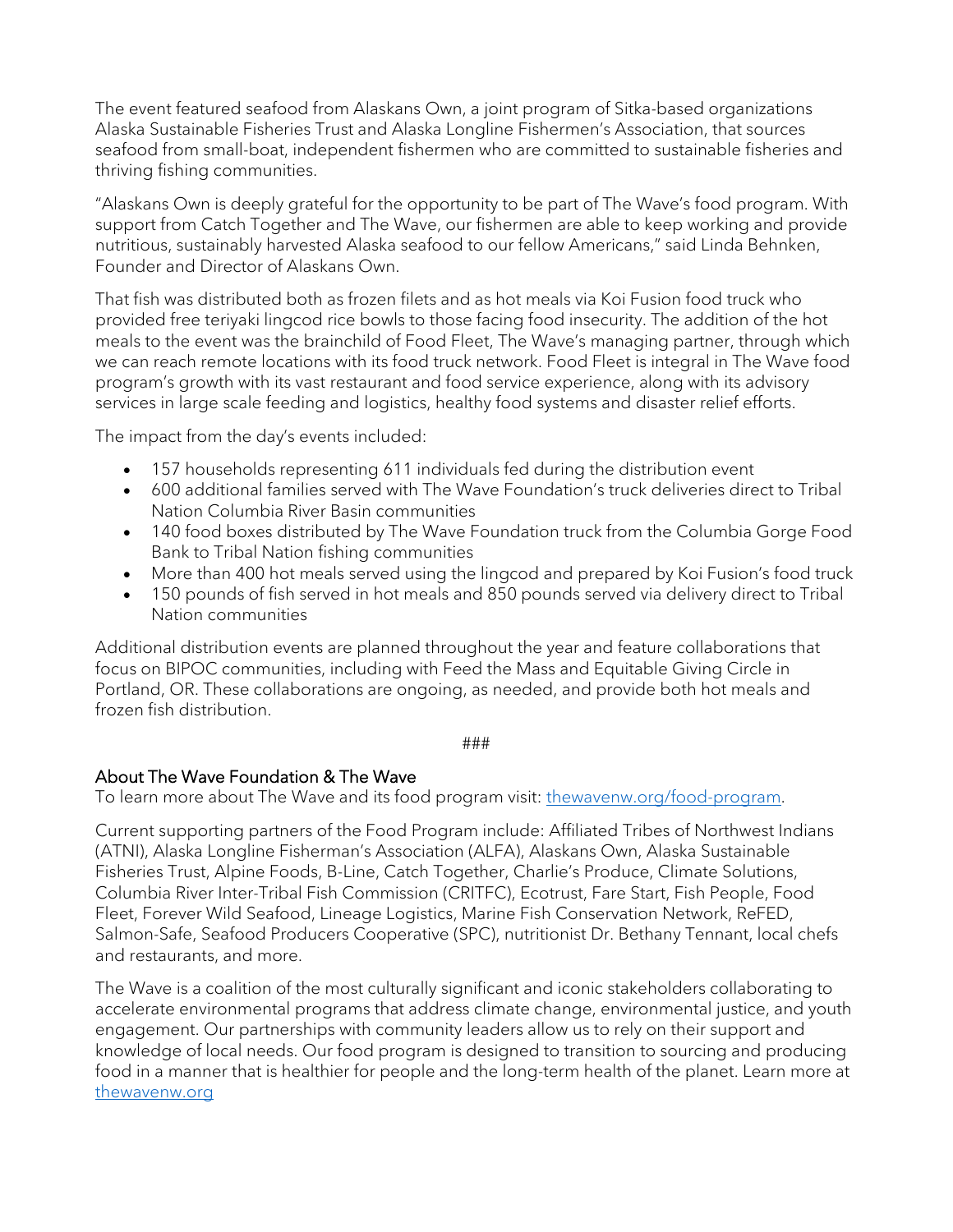The event featured seafood from Alaskans Own, a joint program of Sitka-based organizations Alaska Sustainable Fisheries Trust and Alaska Longline Fishermen's Association, that sources seafood from small-boat, independent fishermen who are committed to sustainable fisheries and thriving fishing communities.

"Alaskans Own is deeply grateful for the opportunity to be part of The Wave's food program. With support from Catch Together and The Wave, our fishermen are able to keep working and provide nutritious, sustainably harvested Alaska seafood to our fellow Americans," said Linda Behnken, Founder and Director of Alaskans Own.

That fish was distributed both as frozen filets and as hot meals via Koi Fusion food truck who provided free teriyaki lingcod rice bowls to those facing food insecurity. The addition of the hot meals to the event was the brainchild of Food Fleet, The Wave's managing partner, through which we can reach remote locations with its food truck network. Food Fleet is integral in The Wave food program's growth with its vast restaurant and food service experience, along with its advisory services in large scale feeding and logistics, healthy food systems and disaster relief efforts.

The impact from the day's events included:

- 157 households representing 611 individuals fed during the distribution event
- 600 additional families served with The Wave Foundation's truck deliveries direct to Tribal Nation Columbia River Basin communities
- 140 food boxes distributed by The Wave Foundation truck from the Columbia Gorge Food Bank to Tribal Nation fishing communities
- More than 400 hot meals served using the lingcod and prepared by Koi Fusion's food truck
- 150 pounds of fish served in hot meals and 850 pounds served via delivery direct to Tribal Nation communities

Additional distribution events are planned throughout the year and feature collaborations that focus on BIPOC communities, including with Feed the Mass and Equitable Giving Circle in Portland, OR. These collaborations are ongoing, as needed, and provide both hot meals and frozen fish distribution.

###

## About The Wave Foundation & The Wave

To learn more about The Wave and its food program visit: [thewavenw.org/food-program](thewavenw.org/food-program).

Current supporting partners of the Food Program include: Affiliated Tribes of Northwest Indians (ATNI), Alaska Longline Fisherman's Association (ALFA), Alaskans Own, Alaska Sustainable Fisheries Trust, Alpine Foods, B-Line, Catch Together, Charlie's Produce, Climate Solutions, Columbia River Inter-Tribal Fish Commission (CRITFC), Ecotrust, Fare Start, Fish People, Food Fleet, Forever Wild Seafood, Lineage Logistics, Marine Fish Conservation Network, ReFED, Salmon-Safe, Seafood Producers Cooperative (SPC), nutritionist Dr. Bethany Tennant, local chefs and restaurants, and more.

The Wave is a coalition of the most culturally significant and iconic stakeholders collaborating to accelerate environmental programs that address climate change, environmental justice, and youth engagement. Our partnerships with community leaders allow us to rely on their support and knowledge of local needs. Our food program is designed to transition to sourcing and producing food in a manner that is healthier for people and the long-term health of the planet. Learn more at [thewavenw.org](thewavenw.org)